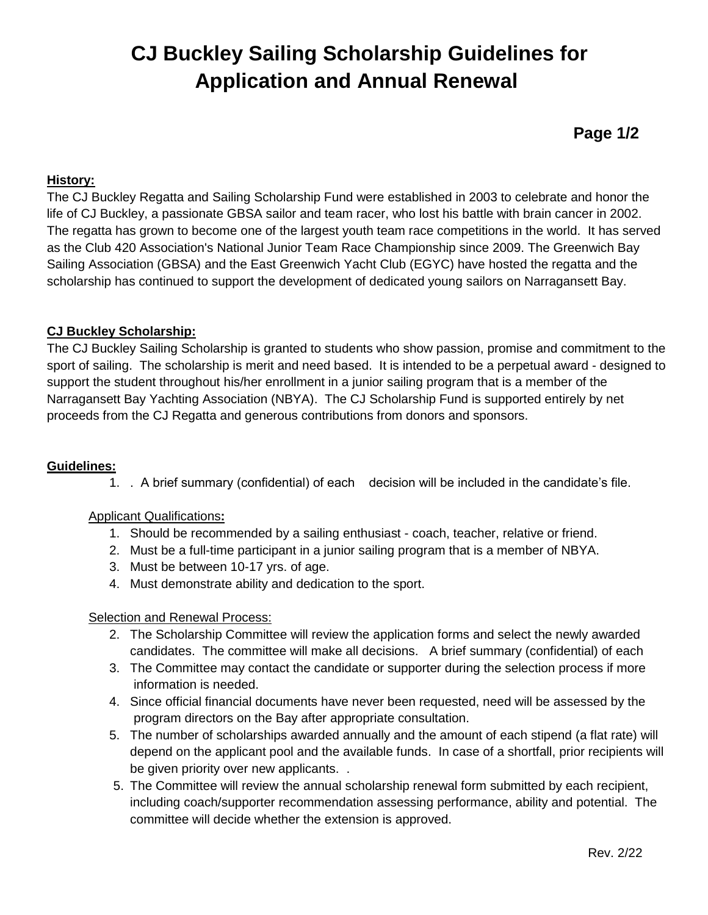# CJ Buckley Sailing Scholarship Guidelines for Application and Annual Renewal

**Page 1/2**

**History:**

The CJ Buckley Regatta and Sailing Scholarship Fund were established in 2003 to celebrate and honor the life of CJ Buckley, a passionate GBSA sailor and team racer, who lost his battle with brain cancer in 2002. The regatta has grown to become one of the largest youth team race competitions in the world. It has served as the Club 420 Association's National Junior Team Race Championship since 2009. The Greenwich Bay Sailing Association (GBSA) and the East Greenwich Yacht Club (EGYC) have hosted the regatta and the scholarship has continued to support the development of dedicated young sailors on Narragansett Bay.

**CJ Buckley Scholarship:**

The CJ Buckley Sailing Scholarship is granted to students who show passion, promise and commitment to the sport of sailing. The scholarship is merit and need based. It is intended to be a perpetual award - designed to support the student throughout his/her enrollment in a junior sailing program that is a member of the Narragansett Bay Yachting Association (NBYA). The CJ Scholarship Fund is supported entirely by net proceeds from the CJ Regatta and generous contributions from donors and sponsors.

**Guidelines:**

1. . A brief summary (confidential) of each decision will be included in the candidate's file.

Applicant Qualifications**:**

1. Should be recommended by a sailing enthusiast - coach, teacher, relative or friend.
2. Must be a full-time participant in a junior sailing program that is a member of NBYA.
3. Must be between 10-17 yrs. of age.
4. Must demonstrate ability and dedication to the sport.

Selection and Renewal Process:

2. The Scholarship Committee will review the application forms and select the newly awarded candidates. The committee will make all decisions. A brief summary (confidential) of each
3. The Committee may contact the candidate or supporter during the selection process if more information is needed.
4. Since official financial documents have never been requested, need will be assessed by the program directors on the Bay after appropriate consultation.
5. The number of scholarships awarded annually and the amount of each stipend (a flat rate) will depend on the applicant pool and the available funds. In case of a shortfall, prior recipients will be given priority over new applicants. .
5. The Committee will review the annual scholarship renewal form submitted by each recipient, including coach/supporter recommendation assessing performance, ability and potential. The committee will decide whether the extension is approved.

Rev. 2/22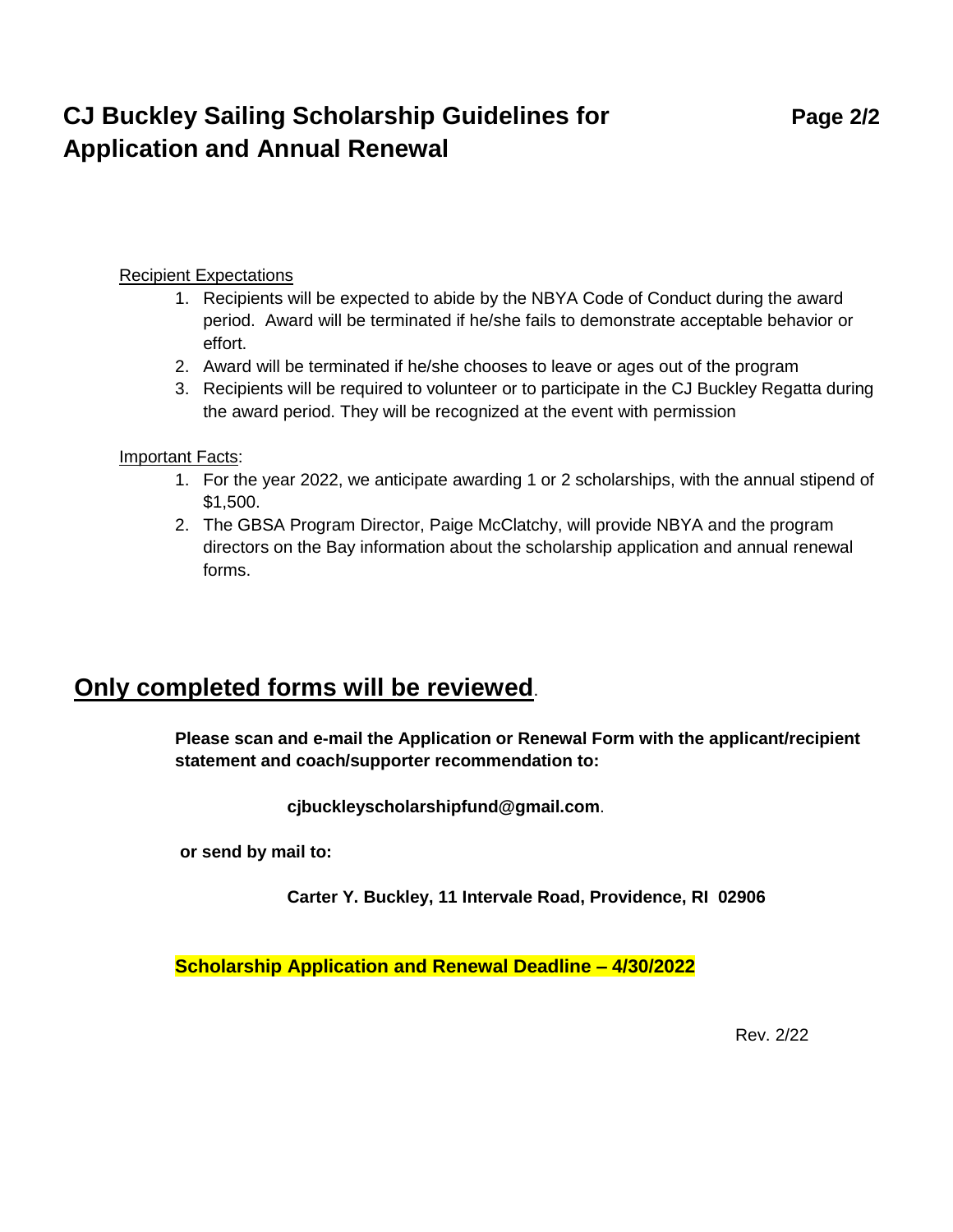# CJ Buckley Sailing Scholarship Guidelines for Application and Annual Renewal

Recipient Expectations

1. Recipients will be expected to abide by the NBYA Code of Conduct during the award period. Award will be terminated if he/she fails to demonstrate acceptable behavior or effort.
2. Award will be terminated if he/she chooses to leave or ages out of the program
3. Recipients will be required to volunteer or to participate in the CJ Buckley Regatta during the award period. They will be recognized at the event with permission

Important Facts:

1. For the year 2022, we anticipate awarding 1 or 2 scholarships, with the annual stipend of $1,500.
2. The GBSA Program Director, Paige McClatchy, will provide NBYA and the program directors on the Bay information about the scholarship application and annual renewal forms.

## **Only completed forms will be reviewed**.

**Please scan and e-mail the Application or Renewal Form with the applicant/recipient statement and coach/supporter recommendation to:**

**cjbuckleyscholarshipfund@gmail.com**.

**or send by mail to:**

**Carter Y. Buckley, 11 Intervale Road, Providence, RI 02906**

**Scholarship Application and Renewal Deadline – 4/30/2022**

Rev. 2/22